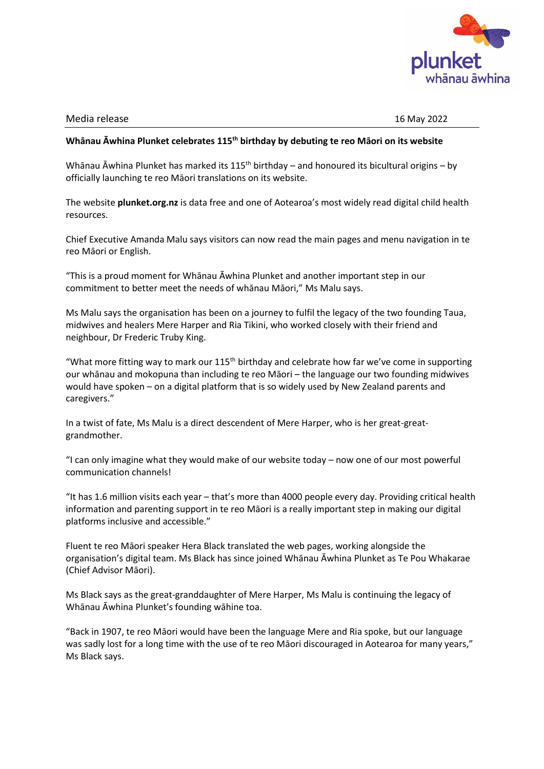Media release 16 May 2022

**Whānau Āwhina Plunket celebrates 115th birthday by debuting te reo Māori on its website**

Whānau Āwhina Plunket has marked its 115th birthday – and honoured its bicultural origins – by officially launching te reo Māori translations on its website.

The website **plunket.org.nz** is data free and one of Aotearoa's most widely read digital child health resources.

Chief Executive Amanda Malu says visitors can now read the main pages and menu navigation in te reo Māori or English.

"This is a proud moment for Whānau Āwhina Plunket and another important step in our commitment to better meet the needs of whānau Māori," Ms Malu says.

Ms Malu says the organisation has been on a journey to fulfil the legacy of the two founding Taua, midwives and healers Mere Harper and Ria Tikini, who worked closely with their friend and neighbour, Dr Frederic Truby King.

"What more fitting way to mark our 115th birthday and celebrate how far we've come in supporting our whānau and mokopuna than including te reo Māori – the language our two founding midwives would have spoken – on a digital platform that is so widely used by New Zealand parents and caregivers."

In a twist of fate, Ms Malu is a direct descendent of Mere Harper, who is her great-great-grandmother.

"I can only imagine what they would make of our website today – now one of our most powerful communication channels!

"It has 1.6 million visits each year – that's more than 4000 people every day. Providing critical health information and parenting support in te reo Māori is a really important step in making our digital platforms inclusive and accessible."

Fluent te reo Māori speaker Hera Black translated the web pages, working alongside the organisation's digital team. Ms Black has since joined Whānau Āwhina Plunket as Te Pou Whakarae (Chief Advisor Māori).

Ms Black says as the great-granddaughter of Mere Harper, Ms Malu is continuing the legacy of Whānau Āwhina Plunket's founding wāhine toa.

"Back in 1907, te reo Māori would have been the language Mere and Ria spoke, but our language was sadly lost for a long time with the use of te reo Māori discouraged in Aotearoa for many years," Ms Black says.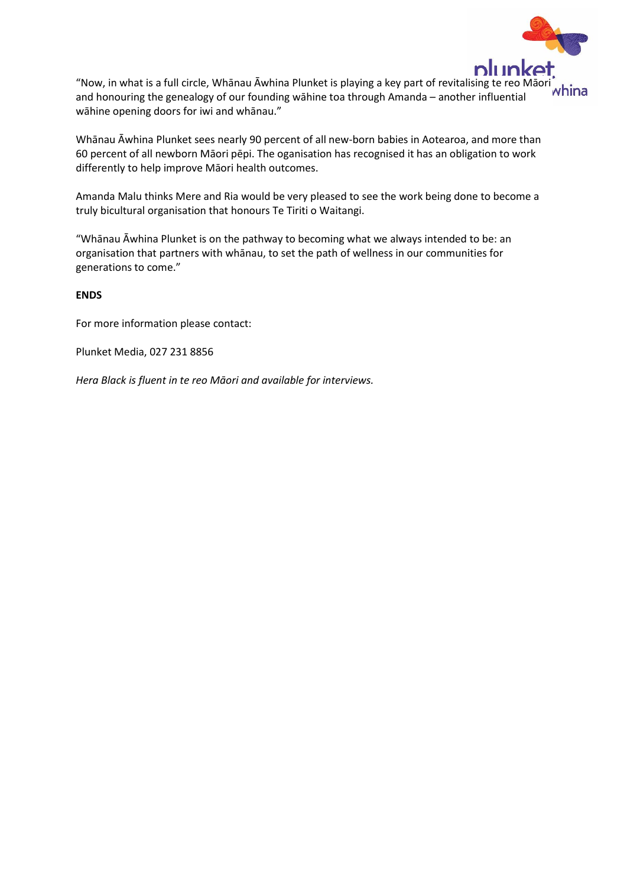"Now, in what is a full circle, Whānau Āwhina Plunket is playing a key part of revitalising te reo Māori and honouring the genealogy of our founding wāhine toa through Amanda – another influential wāhine opening doors for iwi and whānau."

Whānau Āwhina Plunket sees nearly 90 percent of all new-born babies in Aotearoa, and more than 60 percent of all newborn Māori pēpi. The oganisation has recognised it has an obligation to work differently to help improve Māori health outcomes.

Amanda Malu thinks Mere and Ria would be very pleased to see the work being done to become a truly bicultural organisation that honours Te Tiriti o Waitangi.

"Whānau Āwhina Plunket is on the pathway to becoming what we always intended to be: an organisation that partners with whānau, to set the path of wellness in our communities for generations to come."

**ENDS**

For more information please contact:

Plunket Media, 027 231 8856

*Hera Black is fluent in te reo Māori and available for interviews.*